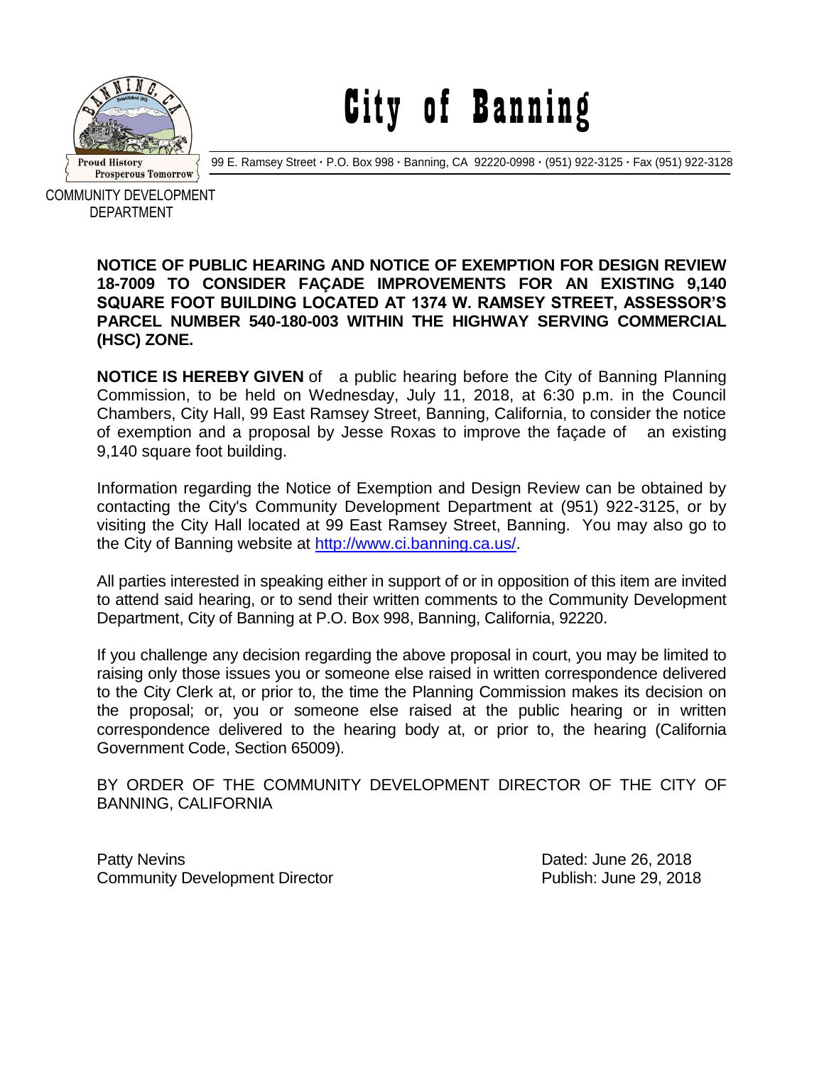# City of Banning

99 E. Ramsey Street · P.O. Box 998 · Banning, CA 92220-0998 · (951) 922-3125 · Fax (951) 922-3128

COMMUNITY DEVELOPMENT DEPARTMENT

**NOTICE OF PUBLIC HEARING AND NOTICE OF EXEMPTION FOR DESIGN REVIEW 18-7009 TO CONSIDER FAÇADE IMPROVEMENTS FOR AN EXISTING 9,140 SQUARE FOOT BUILDING LOCATED AT 1374 W. RAMSEY STREET, ASSESSOR'S PARCEL NUMBER 540-180-003 WITHIN THE HIGHWAY SERVING COMMERCIAL (HSC) ZONE.**

**NOTICE IS HEREBY GIVEN** of a public hearing before the City of Banning Planning Commission, to be held on Wednesday, July 11, 2018, at 6:30 p.m. in the Council Chambers, City Hall, 99 East Ramsey Street, Banning, California, to consider the notice of exemption and a proposal by Jesse Roxas to improve the façade of an existing 9,140 square foot building.

Information regarding the Notice of Exemption and Design Review can be obtained by contacting the City's Community Development Department at (951) 922-3125, or by visiting the City Hall located at 99 East Ramsey Street, Banning. You may also go to the City of Banning website at http://www.ci.banning.ca.us/.

All parties interested in speaking either in support of or in opposition of this item are invited to attend said hearing, or to send their written comments to the Community Development Department, City of Banning at P.O. Box 998, Banning, California, 92220.

If you challenge any decision regarding the above proposal in court, you may be limited to raising only those issues you or someone else raised in written correspondence delivered to the City Clerk at, or prior to, the time the Planning Commission makes its decision on the proposal; or, you or someone else raised at the public hearing or in written correspondence delivered to the hearing body at, or prior to, the hearing (California Government Code, Section 65009).

BY ORDER OF THE COMMUNITY DEVELOPMENT DIRECTOR OF THE CITY OF BANNING, CALIFORNIA

Patty Nevins
Community Development Director

Dated: June 26, 2018
Publish: June 29, 2018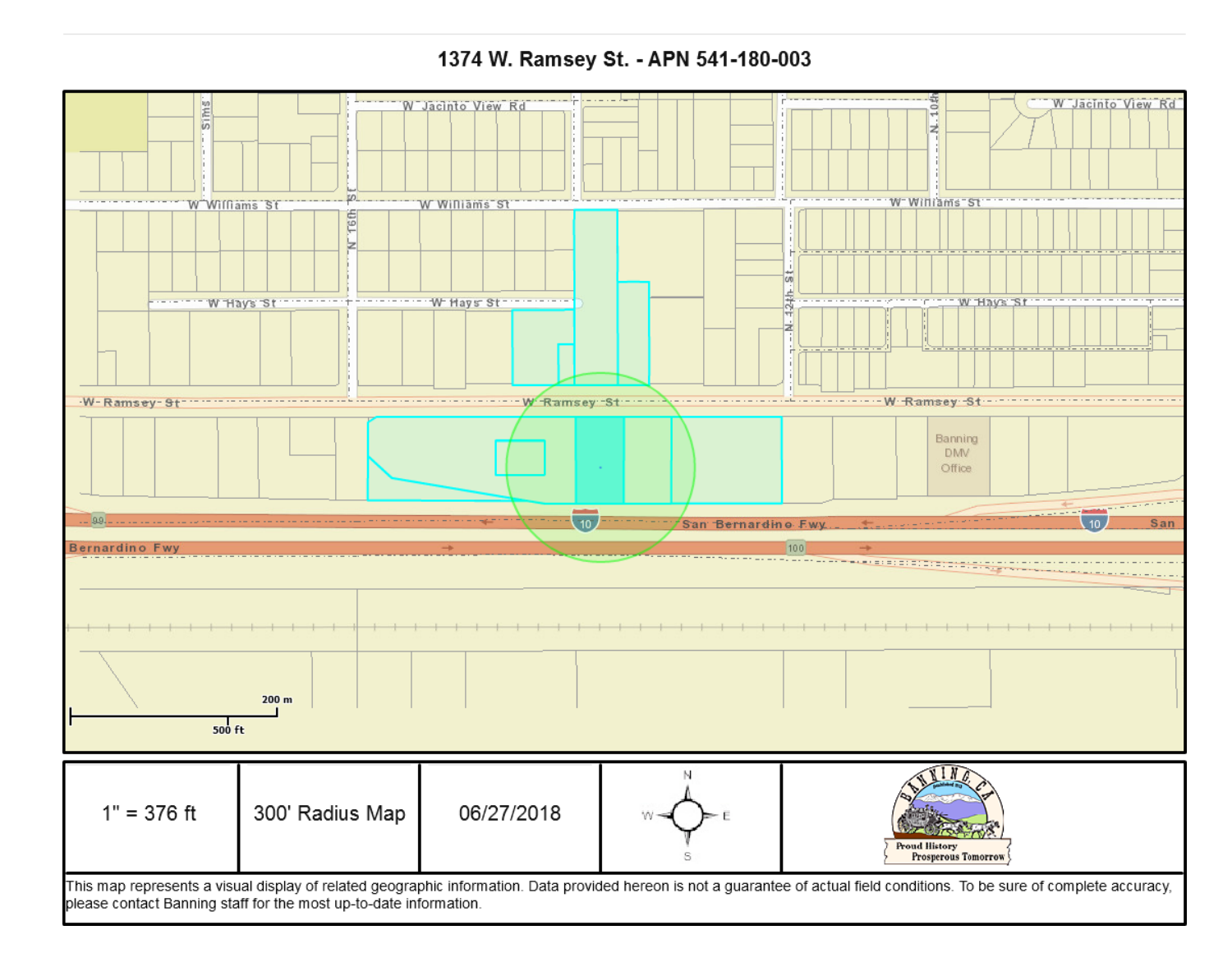# 1374 W. Ramsey St. - APN 541-180-003

W Jacinto View Rd

W Williams St

W Hays St

W Ramsey St

N 16th St

N 12th St

N 10th

Sims

Banning DMV Office

San Bernardino Fwy

Bernardino Fwy

10

99

100

200 m

500 ft

| | | | | |
|---|---|---|---|---|
| 1" = 376 ft | 300' Radius Map | 06/27/2018 | N W E S | Banning, CA Proud History Prosperous Tomorrow |

This map represents a visual display of related geographic information. Data provided hereon is not a guarantee of actual field conditions. To be sure of complete accuracy, please contact Banning staff for the most up-to-date information.